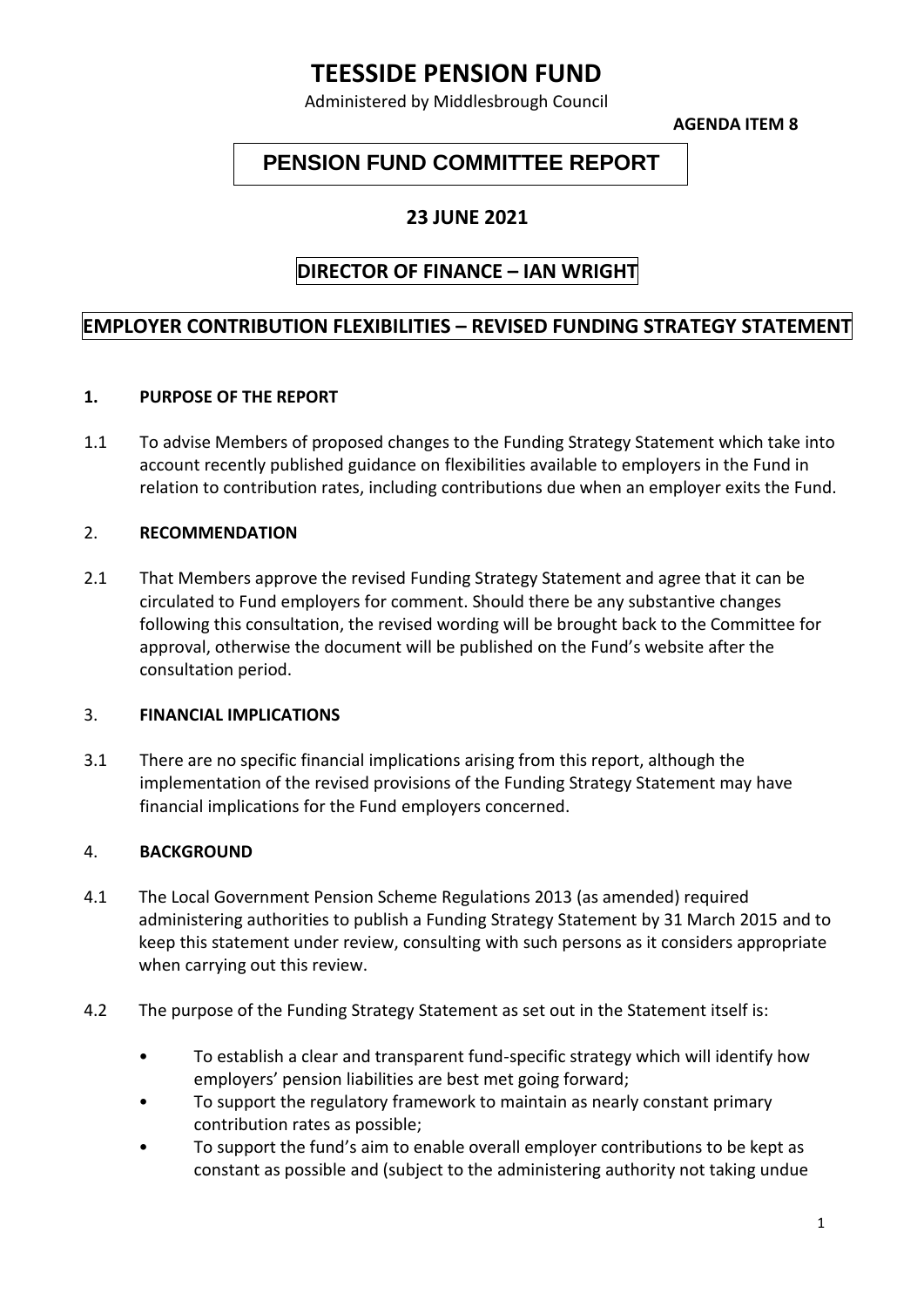# TEESSIDE PENSION FUND

Administered by Middlesbrough Council

**AGENDA ITEM 8**

## PENSION FUND COMMITTEE REPORT

### 23 JUNE 2021

### DIRECTOR OF FINANCE – IAN WRIGHT

### EMPLOYER CONTRIBUTION FLEXIBILITIES – REVISED FUNDING STRATEGY STATEMENT

**1. PURPOSE OF THE REPORT**

1.1 To advise Members of proposed changes to the Funding Strategy Statement which take into account recently published guidance on flexibilities available to employers in the Fund in relation to contribution rates, including contributions due when an employer exits the Fund.

**2. RECOMMENDATION**

2.1 That Members approve the revised Funding Strategy Statement and agree that it can be circulated to Fund employers for comment. Should there be any substantive changes following this consultation, the revised wording will be brought back to the Committee for approval, otherwise the document will be published on the Fund's website after the consultation period.

**3. FINANCIAL IMPLICATIONS**

3.1 There are no specific financial implications arising from this report, although the implementation of the revised provisions of the Funding Strategy Statement may have financial implications for the Fund employers concerned.

**4. BACKGROUND**

4.1 The Local Government Pension Scheme Regulations 2013 (as amended) required administering authorities to publish a Funding Strategy Statement by 31 March 2015 and to keep this statement under review, consulting with such persons as it considers appropriate when carrying out this review.

4.2 The purpose of the Funding Strategy Statement as set out in the Statement itself is:

- To establish a clear and transparent fund-specific strategy which will identify how employers' pension liabilities are best met going forward;
- To support the regulatory framework to maintain as nearly constant primary contribution rates as possible;
- To support the fund's aim to enable overall employer contributions to be kept as constant as possible and (subject to the administering authority not taking undue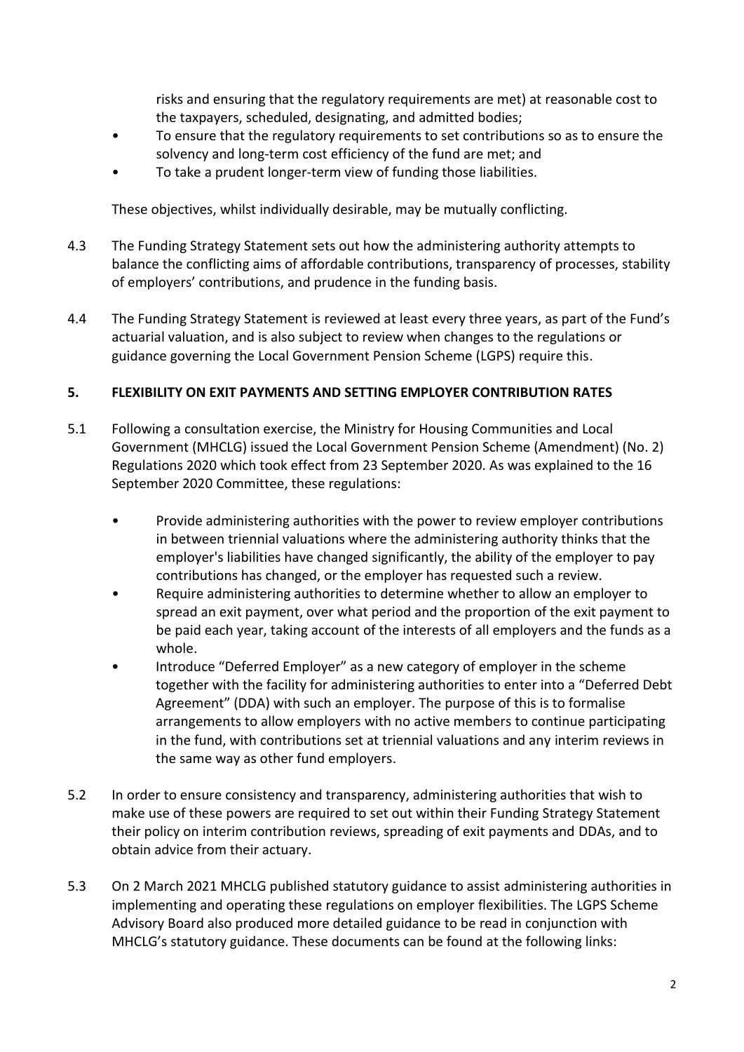risks and ensuring that the regulatory requirements are met) at reasonable cost to the taxpayers, scheduled, designating, and admitted bodies;

- To ensure that the regulatory requirements to set contributions so as to ensure the solvency and long-term cost efficiency of the fund are met; and
- To take a prudent longer-term view of funding those liabilities.

These objectives, whilst individually desirable, may be mutually conflicting.

4.3 The Funding Strategy Statement sets out how the administering authority attempts to balance the conflicting aims of affordable contributions, transparency of processes, stability of employers' contributions, and prudence in the funding basis.

4.4 The Funding Strategy Statement is reviewed at least every three years, as part of the Fund's actuarial valuation, and is also subject to review when changes to the regulations or guidance governing the Local Government Pension Scheme (LGPS) require this.

## 5. FLEXIBILITY ON EXIT PAYMENTS AND SETTING EMPLOYER CONTRIBUTION RATES

5.1 Following a consultation exercise, the Ministry for Housing Communities and Local Government (MHCLG) issued the Local Government Pension Scheme (Amendment) (No. 2) Regulations 2020 which took effect from 23 September 2020. As was explained to the 16 September 2020 Committee, these regulations:

- Provide administering authorities with the power to review employer contributions in between triennial valuations where the administering authority thinks that the employer's liabilities have changed significantly, the ability of the employer to pay contributions has changed, or the employer has requested such a review.
- Require administering authorities to determine whether to allow an employer to spread an exit payment, over what period and the proportion of the exit payment to be paid each year, taking account of the interests of all employers and the funds as a whole.
- Introduce "Deferred Employer" as a new category of employer in the scheme together with the facility for administering authorities to enter into a "Deferred Debt Agreement" (DDA) with such an employer. The purpose of this is to formalise arrangements to allow employers with no active members to continue participating in the fund, with contributions set at triennial valuations and any interim reviews in the same way as other fund employers.

5.2 In order to ensure consistency and transparency, administering authorities that wish to make use of these powers are required to set out within their Funding Strategy Statement their policy on interim contribution reviews, spreading of exit payments and DDAs, and to obtain advice from their actuary.

5.3 On 2 March 2021 MHCLG published statutory guidance to assist administering authorities in implementing and operating these regulations on employer flexibilities. The LGPS Scheme Advisory Board also produced more detailed guidance to be read in conjunction with MHCLG's statutory guidance. These documents can be found at the following links: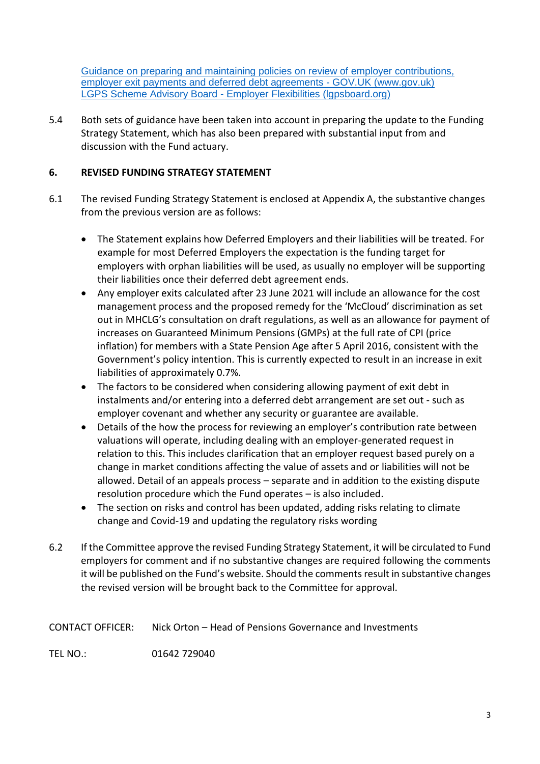[Guidance on preparing and maintaining policies on review of employer contributions, employer exit payments and deferred debt agreements - GOV.UK (www.gov.uk)](https://www.gov.uk)
[LGPS Scheme Advisory Board - Employer Flexibilities (lgpsboard.org)](https://lgpsboard.org)

5.4 Both sets of guidance have been taken into account in preparing the update to the Funding Strategy Statement, which has also been prepared with substantial input from and discussion with the Fund actuary.

## 6. REVISED FUNDING STRATEGY STATEMENT

6.1 The revised Funding Strategy Statement is enclosed at Appendix A, the substantive changes from the previous version are as follows:

- The Statement explains how Deferred Employers and their liabilities will be treated. For example for most Deferred Employers the expectation is the funding target for employers with orphan liabilities will be used, as usually no employer will be supporting their liabilities once their deferred debt agreement ends.
- Any employer exits calculated after 23 June 2021 will include an allowance for the cost management process and the proposed remedy for the 'McCloud' discrimination as set out in MHCLG's consultation on draft regulations, as well as an allowance for payment of increases on Guaranteed Minimum Pensions (GMPs) at the full rate of CPI (price inflation) for members with a State Pension Age after 5 April 2016, consistent with the Government's policy intention. This is currently expected to result in an increase in exit liabilities of approximately 0.7%.
- The factors to be considered when considering allowing payment of exit debt in instalments and/or entering into a deferred debt arrangement are set out - such as employer covenant and whether any security or guarantee are available.
- Details of the how the process for reviewing an employer's contribution rate between valuations will operate, including dealing with an employer-generated request in relation to this. This includes clarification that an employer request based purely on a change in market conditions affecting the value of assets and or liabilities will not be allowed. Detail of an appeals process – separate and in addition to the existing dispute resolution procedure which the Fund operates – is also included.
- The section on risks and control has been updated, adding risks relating to climate change and Covid-19 and updating the regulatory risks wording

6.2 If the Committee approve the revised Funding Strategy Statement, it will be circulated to Fund employers for comment and if no substantive changes are required following the comments it will be published on the Fund's website. Should the comments result in substantive changes the revised version will be brought back to the Committee for approval.

CONTACT OFFICER: Nick Orton – Head of Pensions Governance and Investments

TEL NO.: 01642 729040